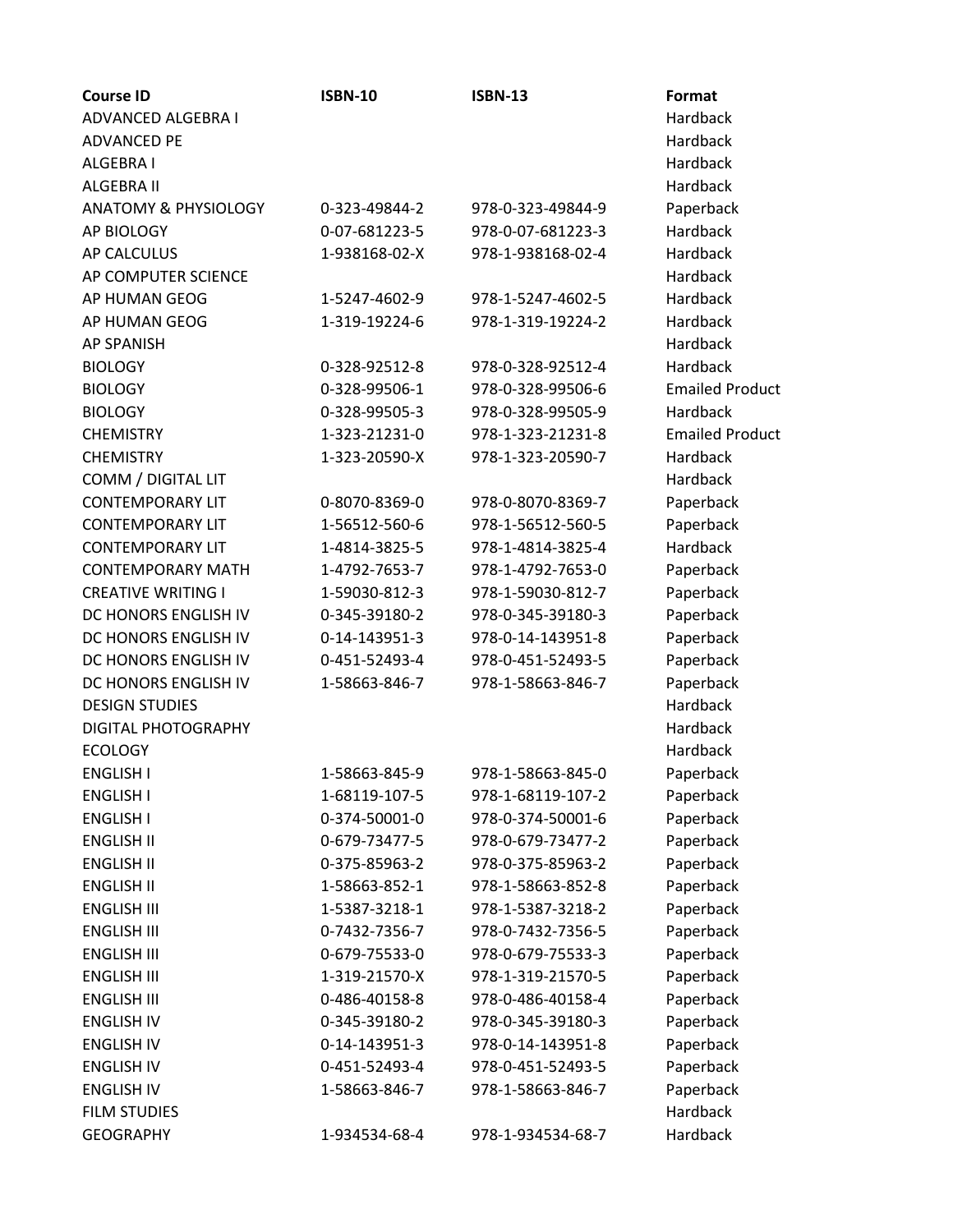| Course ID | ISBN-10 | ISBN-13 | Format |
|---|---|---|---|
| ADVANCED ALGEBRA I | | | Hardback |
| ADVANCED PE | | | Hardback |
| ALGEBRA I | | | Hardback |
| ALGEBRA II | | | Hardback |
| ANATOMY & PHYSIOLOGY | 0-323-49844-2 | 978-0-323-49844-9 | Paperback |
| AP BIOLOGY | 0-07-681223-5 | 978-0-07-681223-3 | Hardback |
| AP CALCULUS | 1-938168-02-X | 978-1-938168-02-4 | Hardback |
| AP COMPUTER SCIENCE | | | Hardback |
| AP HUMAN GEOG | 1-5247-4602-9 | 978-1-5247-4602-5 | Hardback |
| AP HUMAN GEOG | 1-319-19224-6 | 978-1-319-19224-2 | Hardback |
| AP SPANISH | | | Hardback |
| BIOLOGY | 0-328-92512-8 | 978-0-328-92512-4 | Hardback |
| BIOLOGY | 0-328-99506-1 | 978-0-328-99506-6 | Emailed Product |
| BIOLOGY | 0-328-99505-3 | 978-0-328-99505-9 | Hardback |
| CHEMISTRY | 1-323-21231-0 | 978-1-323-21231-8 | Emailed Product |
| CHEMISTRY | 1-323-20590-X | 978-1-323-20590-7 | Hardback |
| COMM / DIGITAL LIT | | | Hardback |
| CONTEMPORARY LIT | 0-8070-8369-0 | 978-0-8070-8369-7 | Paperback |
| CONTEMPORARY LIT | 1-56512-560-6 | 978-1-56512-560-5 | Paperback |
| CONTEMPORARY LIT | 1-4814-3825-5 | 978-1-4814-3825-4 | Hardback |
| CONTEMPORARY MATH | 1-4792-7653-7 | 978-1-4792-7653-0 | Paperback |
| CREATIVE WRITING I | 1-59030-812-3 | 978-1-59030-812-7 | Paperback |
| DC HONORS ENGLISH IV | 0-345-39180-2 | 978-0-345-39180-3 | Paperback |
| DC HONORS ENGLISH IV | 0-14-143951-3 | 978-0-14-143951-8 | Paperback |
| DC HONORS ENGLISH IV | 0-451-52493-4 | 978-0-451-52493-5 | Paperback |
| DC HONORS ENGLISH IV | 1-58663-846-7 | 978-1-58663-846-7 | Paperback |
| DESIGN STUDIES | | | Hardback |
| DIGITAL PHOTOGRAPHY | | | Hardback |
| ECOLOGY | | | Hardback |
| ENGLISH I | 1-58663-845-9 | 978-1-58663-845-0 | Paperback |
| ENGLISH I | 1-68119-107-5 | 978-1-68119-107-2 | Paperback |
| ENGLISH I | 0-374-50001-0 | 978-0-374-50001-6 | Paperback |
| ENGLISH II | 0-679-73477-5 | 978-0-679-73477-2 | Paperback |
| ENGLISH II | 0-375-85963-2 | 978-0-375-85963-2 | Paperback |
| ENGLISH II | 1-58663-852-1 | 978-1-58663-852-8 | Paperback |
| ENGLISH III | 1-5387-3218-1 | 978-1-5387-3218-2 | Paperback |
| ENGLISH III | 0-7432-7356-7 | 978-0-7432-7356-5 | Paperback |
| ENGLISH III | 0-679-75533-0 | 978-0-679-75533-3 | Paperback |
| ENGLISH III | 1-319-21570-X | 978-1-319-21570-5 | Paperback |
| ENGLISH III | 0-486-40158-8 | 978-0-486-40158-4 | Paperback |
| ENGLISH IV | 0-345-39180-2 | 978-0-345-39180-3 | Paperback |
| ENGLISH IV | 0-14-143951-3 | 978-0-14-143951-8 | Paperback |
| ENGLISH IV | 0-451-52493-4 | 978-0-451-52493-5 | Paperback |
| ENGLISH IV | 1-58663-846-7 | 978-1-58663-846-7 | Paperback |
| FILM STUDIES | | | Hardback |
| GEOGRAPHY | 1-934534-68-4 | 978-1-934534-68-7 | Hardback |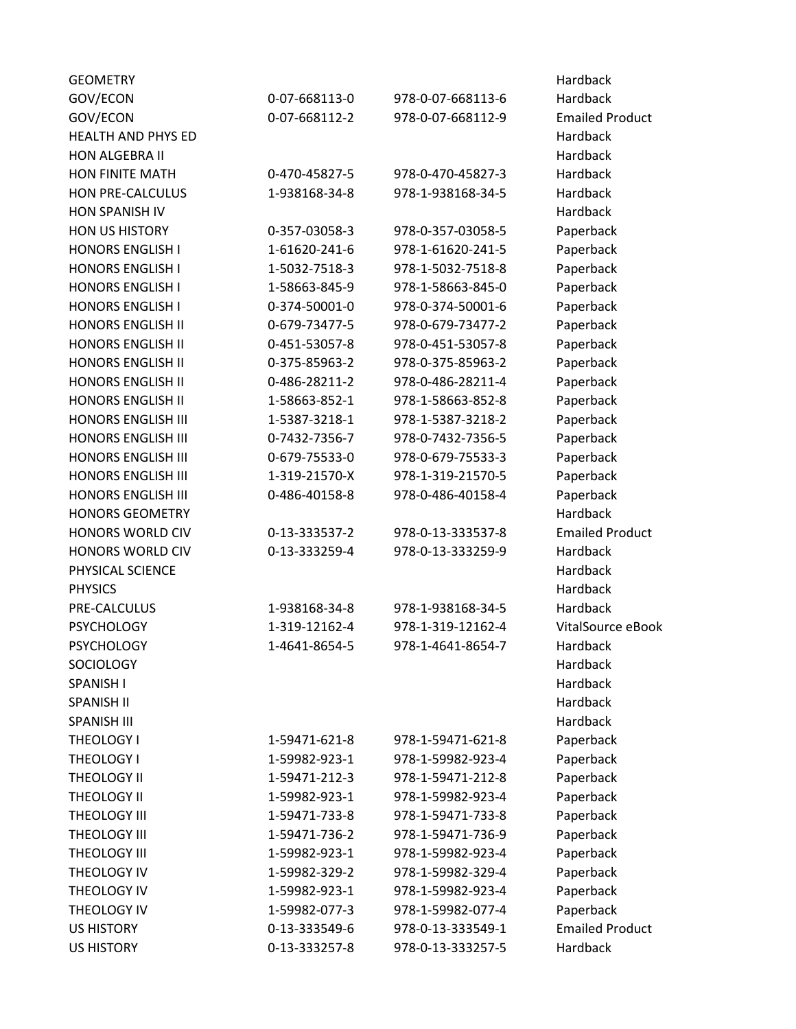| | | | |
|---|---|---|---|
| GEOMETRY | | | Hardback |
| GOV/ECON | 0-07-668113-0 | 978-0-07-668113-6 | Hardback |
| GOV/ECON | 0-07-668112-2 | 978-0-07-668112-9 | Emailed Product |
| HEALTH AND PHYS ED | | | Hardback |
| HON ALGEBRA II | | | Hardback |
| HON FINITE MATH | 0-470-45827-5 | 978-0-470-45827-3 | Hardback |
| HON PRE-CALCULUS | 1-938168-34-8 | 978-1-938168-34-5 | Hardback |
| HON SPANISH IV | | | Hardback |
| HON US HISTORY | 0-357-03058-3 | 978-0-357-03058-5 | Paperback |
| HONORS ENGLISH I | 1-61620-241-6 | 978-1-61620-241-5 | Paperback |
| HONORS ENGLISH I | 1-5032-7518-3 | 978-1-5032-7518-8 | Paperback |
| HONORS ENGLISH I | 1-58663-845-9 | 978-1-58663-845-0 | Paperback |
| HONORS ENGLISH I | 0-374-50001-0 | 978-0-374-50001-6 | Paperback |
| HONORS ENGLISH II | 0-679-73477-5 | 978-0-679-73477-2 | Paperback |
| HONORS ENGLISH II | 0-451-53057-8 | 978-0-451-53057-8 | Paperback |
| HONORS ENGLISH II | 0-375-85963-2 | 978-0-375-85963-2 | Paperback |
| HONORS ENGLISH II | 0-486-28211-2 | 978-0-486-28211-4 | Paperback |
| HONORS ENGLISH II | 1-58663-852-1 | 978-1-58663-852-8 | Paperback |
| HONORS ENGLISH III | 1-5387-3218-1 | 978-1-5387-3218-2 | Paperback |
| HONORS ENGLISH III | 0-7432-7356-7 | 978-0-7432-7356-5 | Paperback |
| HONORS ENGLISH III | 0-679-75533-0 | 978-0-679-75533-3 | Paperback |
| HONORS ENGLISH III | 1-319-21570-X | 978-1-319-21570-5 | Paperback |
| HONORS ENGLISH III | 0-486-40158-8 | 978-0-486-40158-4 | Paperback |
| HONORS GEOMETRY | | | Hardback |
| HONORS WORLD CIV | 0-13-333537-2 | 978-0-13-333537-8 | Emailed Product |
| HONORS WORLD CIV | 0-13-333259-4 | 978-0-13-333259-9 | Hardback |
| PHYSICAL SCIENCE | | | Hardback |
| PHYSICS | | | Hardback |
| PRE-CALCULUS | 1-938168-34-8 | 978-1-938168-34-5 | Hardback |
| PSYCHOLOGY | 1-319-12162-4 | 978-1-319-12162-4 | VitalSource eBook |
| PSYCHOLOGY | 1-4641-8654-5 | 978-1-4641-8654-7 | Hardback |
| SOCIOLOGY | | | Hardback |
| SPANISH I | | | Hardback |
| SPANISH II | | | Hardback |
| SPANISH III | | | Hardback |
| THEOLOGY I | 1-59471-621-8 | 978-1-59471-621-8 | Paperback |
| THEOLOGY I | 1-59982-923-1 | 978-1-59982-923-4 | Paperback |
| THEOLOGY II | 1-59471-212-3 | 978-1-59471-212-8 | Paperback |
| THEOLOGY II | 1-59982-923-1 | 978-1-59982-923-4 | Paperback |
| THEOLOGY III | 1-59471-733-8 | 978-1-59471-733-8 | Paperback |
| THEOLOGY III | 1-59471-736-2 | 978-1-59471-736-9 | Paperback |
| THEOLOGY III | 1-59982-923-1 | 978-1-59982-923-4 | Paperback |
| THEOLOGY IV | 1-59982-329-2 | 978-1-59982-329-4 | Paperback |
| THEOLOGY IV | 1-59982-923-1 | 978-1-59982-923-4 | Paperback |
| THEOLOGY IV | 1-59982-077-3 | 978-1-59982-077-4 | Paperback |
| US HISTORY | 0-13-333549-6 | 978-0-13-333549-1 | Emailed Product |
| US HISTORY | 0-13-333257-8 | 978-0-13-333257-5 | Hardback |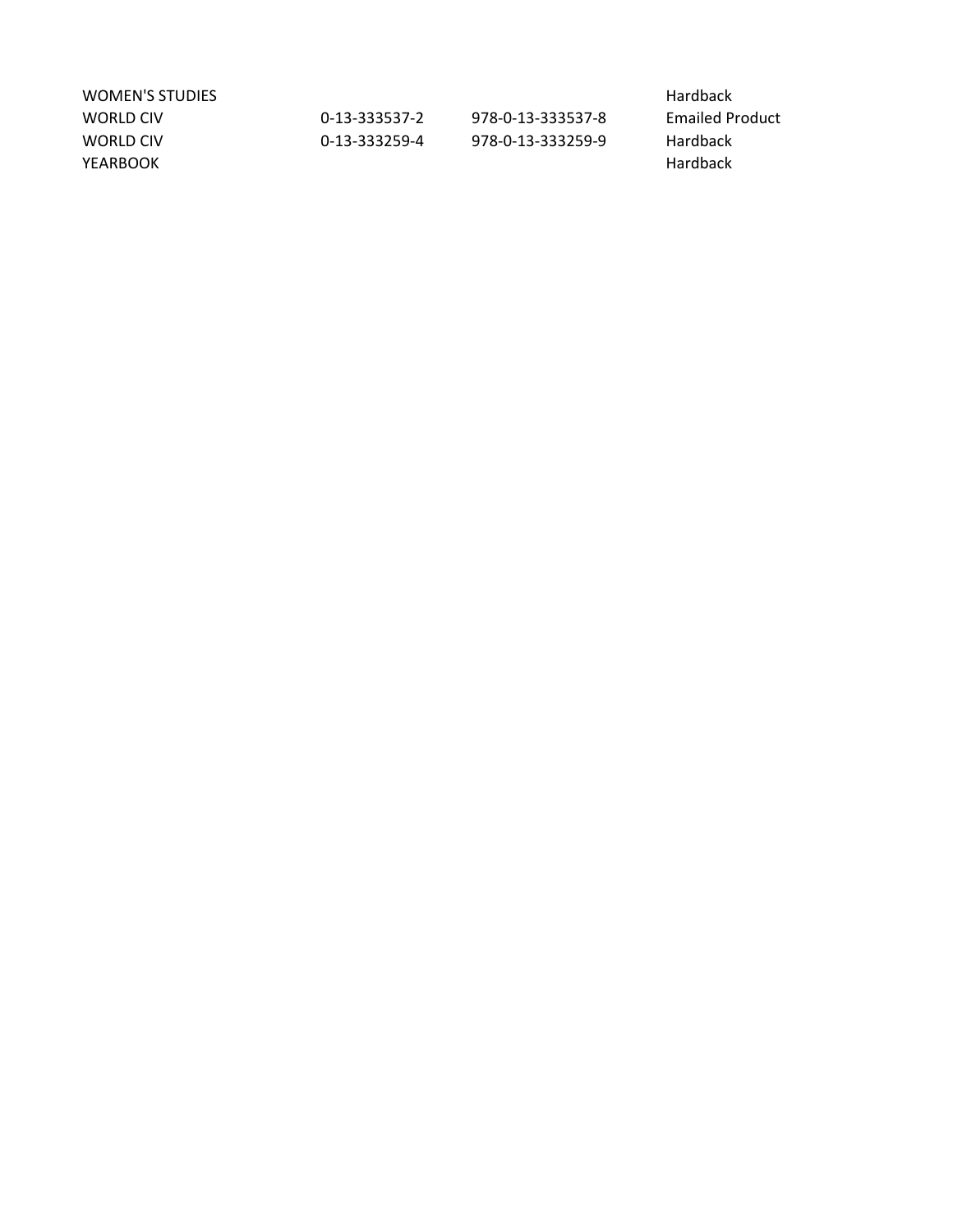| | | | |
|---|---|---|---|
| WOMEN'S STUDIES | | | Hardback |
| WORLD CIV | 0-13-333537-2 | 978-0-13-333537-8 | Emailed Product |
| WORLD CIV | 0-13-333259-4 | 978-0-13-333259-9 | Hardback |
| YEARBOOK | | | Hardback |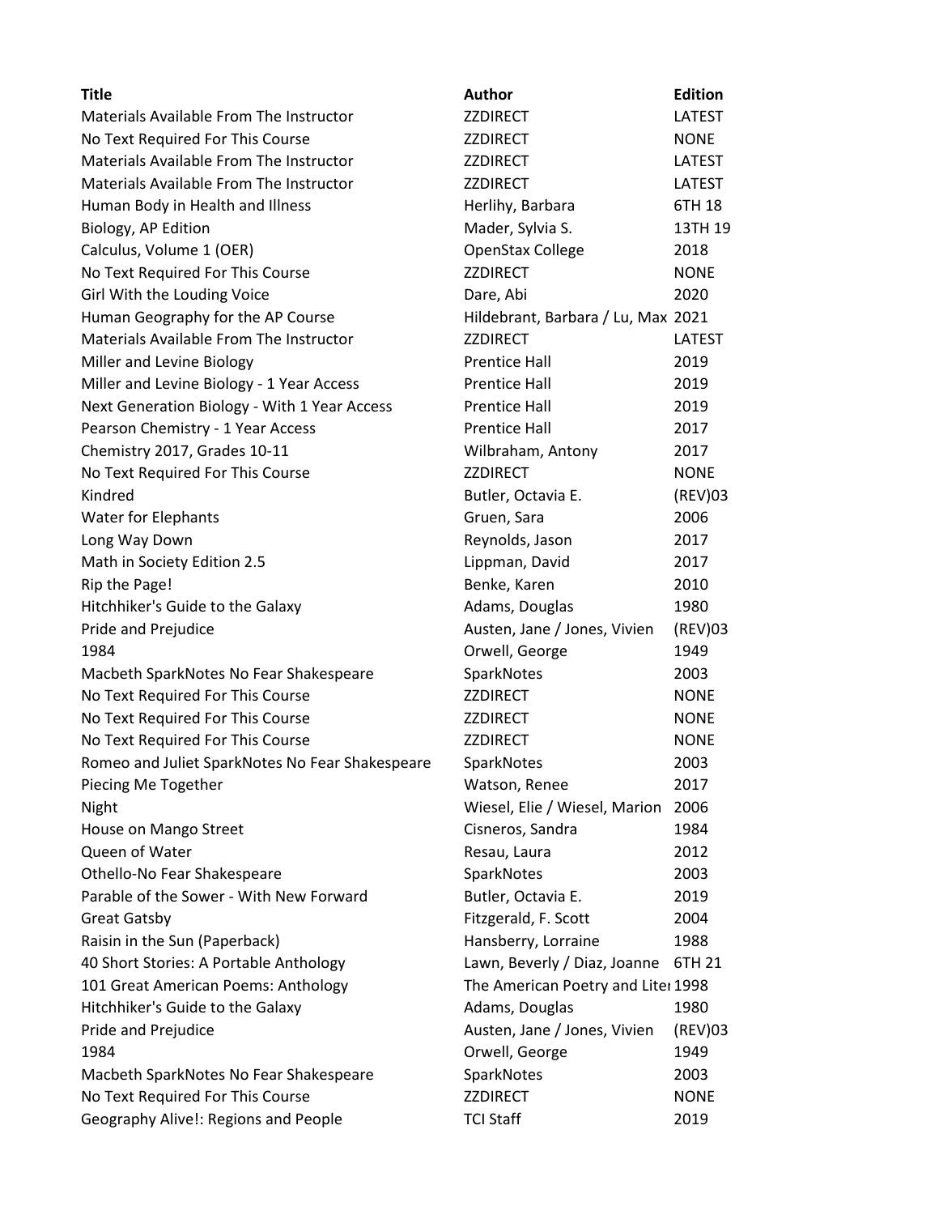| Title | Author | Edition |
| --- | --- | --- |
| Materials Available From The Instructor | ZZDIRECT | LATEST |
| No Text Required For This Course | ZZDIRECT | NONE |
| Materials Available From The Instructor | ZZDIRECT | LATEST |
| Materials Available From The Instructor | ZZDIRECT | LATEST |
| Human Body in Health and Illness | Herlihy, Barbara | 6TH 18 |
| Biology, AP Edition | Mader, Sylvia S. | 13TH 19 |
| Calculus, Volume 1 (OER) | OpenStax College | 2018 |
| No Text Required For This Course | ZZDIRECT | NONE |
| Girl With the Louding Voice | Dare, Abi | 2020 |
| Human Geography for the AP Course | Hildebrant, Barbara / Lu, Max | 2021 |
| Materials Available From The Instructor | ZZDIRECT | LATEST |
| Miller and Levine Biology | Prentice Hall | 2019 |
| Miller and Levine Biology - 1 Year Access | Prentice Hall | 2019 |
| Next Generation Biology - With 1 Year Access | Prentice Hall | 2019 |
| Pearson Chemistry - 1 Year Access | Prentice Hall | 2017 |
| Chemistry 2017, Grades 10-11 | Wilbraham, Antony | 2017 |
| No Text Required For This Course | ZZDIRECT | NONE |
| Kindred | Butler, Octavia E. | (REV)03 |
| Water for Elephants | Gruen, Sara | 2006 |
| Long Way Down | Reynolds, Jason | 2017 |
| Math in Society Edition 2.5 | Lippman, David | 2017 |
| Rip the Page! | Benke, Karen | 2010 |
| Hitchhiker's Guide to the Galaxy | Adams, Douglas | 1980 |
| Pride and Prejudice | Austen, Jane / Jones, Vivien | (REV)03 |
| 1984 | Orwell, George | 1949 |
| Macbeth SparkNotes No Fear Shakespeare | SparkNotes | 2003 |
| No Text Required For This Course | ZZDIRECT | NONE |
| No Text Required For This Course | ZZDIRECT | NONE |
| No Text Required For This Course | ZZDIRECT | NONE |
| Romeo and Juliet SparkNotes No Fear Shakespeare | SparkNotes | 2003 |
| Piecing Me Together | Watson, Renee | 2017 |
| Night | Wiesel, Elie / Wiesel, Marion | 2006 |
| House on Mango Street | Cisneros, Sandra | 1984 |
| Queen of Water | Resau, Laura | 2012 |
| Othello-No Fear Shakespeare | SparkNotes | 2003 |
| Parable of the Sower - With New Forward | Butler, Octavia E. | 2019 |
| Great Gatsby | Fitzgerald, F. Scott | 2004 |
| Raisin in the Sun (Paperback) | Hansberry, Lorraine | 1988 |
| 40 Short Stories: A Portable Anthology | Lawn, Beverly / Diaz, Joanne | 6TH 21 |
| 101 Great American Poems: Anthology | The American Poetry and Liter | 1998 |
| Hitchhiker's Guide to the Galaxy | Adams, Douglas | 1980 |
| Pride and Prejudice | Austen, Jane / Jones, Vivien | (REV)03 |
| 1984 | Orwell, George | 1949 |
| Macbeth SparkNotes No Fear Shakespeare | SparkNotes | 2003 |
| No Text Required For This Course | ZZDIRECT | NONE |
| Geography Alive!: Regions and People | TCI Staff | 2019 |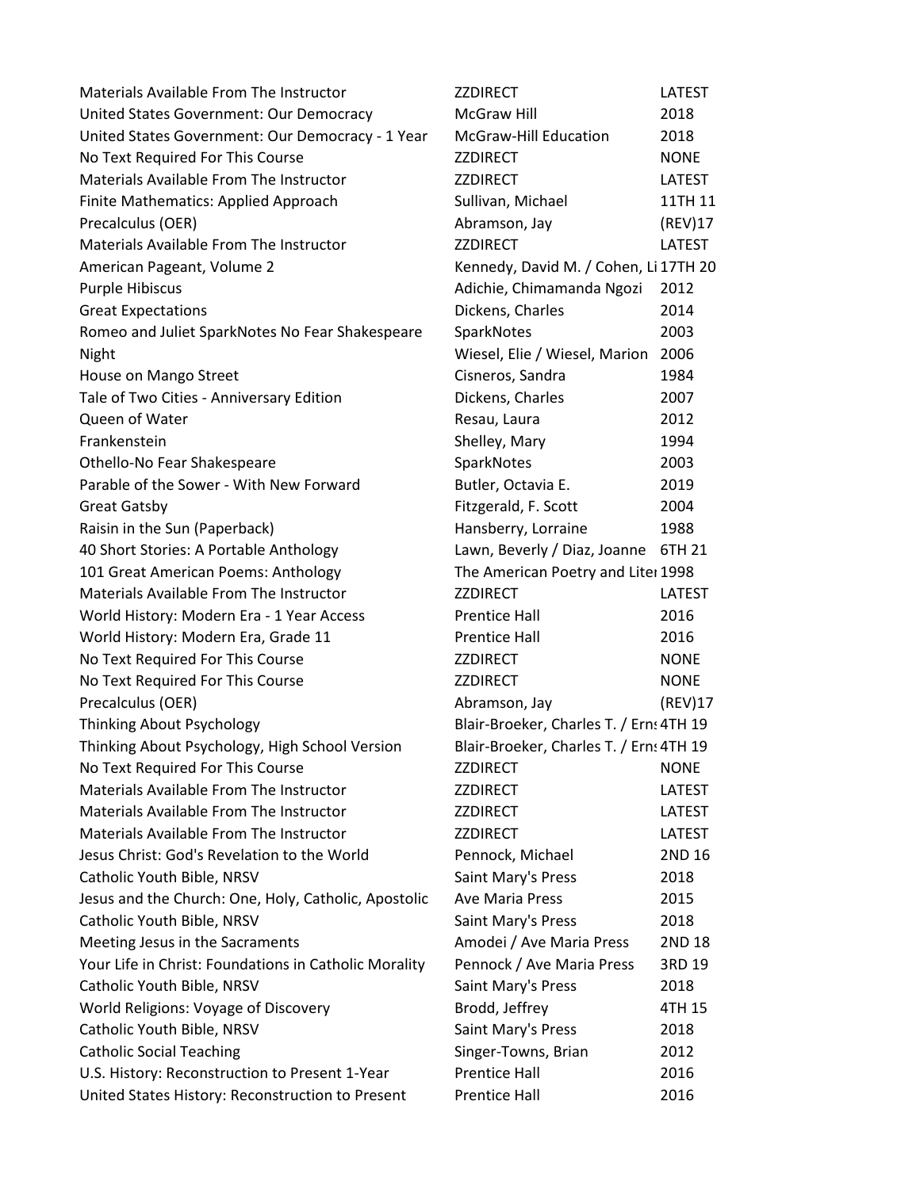| | | |
|---|---|---|
| Materials Available From The Instructor | ZZDIRECT | LATEST |
| United States Government: Our Democracy | McGraw Hill | 2018 |
| United States Government: Our Democracy - 1 Year | McGraw-Hill Education | 2018 |
| No Text Required For This Course | ZZDIRECT | NONE |
| Materials Available From The Instructor | ZZDIRECT | LATEST |
| Finite Mathematics: Applied Approach | Sullivan, Michael | 11TH 11 |
| Precalculus (OER) | Abramson, Jay | (REV)17 |
| Materials Available From The Instructor | ZZDIRECT | LATEST |
| American Pageant, Volume 2 | Kennedy, David M. / Cohen, Li | 17TH 20 |
| Purple Hibiscus | Adichie, Chimamanda Ngozi | 2012 |
| Great Expectations | Dickens, Charles | 2014 |
| Romeo and Juliet SparkNotes No Fear Shakespeare | SparkNotes | 2003 |
| Night | Wiesel, Elie / Wiesel, Marion | 2006 |
| House on Mango Street | Cisneros, Sandra | 1984 |
| Tale of Two Cities - Anniversary Edition | Dickens, Charles | 2007 |
| Queen of Water | Resau, Laura | 2012 |
| Frankenstein | Shelley, Mary | 1994 |
| Othello-No Fear Shakespeare | SparkNotes | 2003 |
| Parable of the Sower - With New Forward | Butler, Octavia E. | 2019 |
| Great Gatsby | Fitzgerald, F. Scott | 2004 |
| Raisin in the Sun (Paperback) | Hansberry, Lorraine | 1988 |
| 40 Short Stories: A Portable Anthology | Lawn, Beverly / Diaz, Joanne | 6TH 21 |
| 101 Great American Poems: Anthology | The American Poetry and Liter | 1998 |
| Materials Available From The Instructor | ZZDIRECT | LATEST |
| World History: Modern Era - 1 Year Access | Prentice Hall | 2016 |
| World History: Modern Era, Grade 11 | Prentice Hall | 2016 |
| No Text Required For This Course | ZZDIRECT | NONE |
| No Text Required For This Course | ZZDIRECT | NONE |
| Precalculus (OER) | Abramson, Jay | (REV)17 |
| Thinking About Psychology | Blair-Broeker, Charles T. / Erns | 4TH 19 |
| Thinking About Psychology, High School Version | Blair-Broeker, Charles T. / Erns | 4TH 19 |
| No Text Required For This Course | ZZDIRECT | NONE |
| Materials Available From The Instructor | ZZDIRECT | LATEST |
| Materials Available From The Instructor | ZZDIRECT | LATEST |
| Materials Available From The Instructor | ZZDIRECT | LATEST |
| Jesus Christ: God's Revelation to the World | Pennock, Michael | 2ND 16 |
| Catholic Youth Bible, NRSV | Saint Mary's Press | 2018 |
| Jesus and the Church: One, Holy, Catholic, Apostolic | Ave Maria Press | 2015 |
| Catholic Youth Bible, NRSV | Saint Mary's Press | 2018 |
| Meeting Jesus in the Sacraments | Amodei / Ave Maria Press | 2ND 18 |
| Your Life in Christ: Foundations in Catholic Morality | Pennock / Ave Maria Press | 3RD 19 |
| Catholic Youth Bible, NRSV | Saint Mary's Press | 2018 |
| World Religions: Voyage of Discovery | Brodd, Jeffrey | 4TH 15 |
| Catholic Youth Bible, NRSV | Saint Mary's Press | 2018 |
| Catholic Social Teaching | Singer-Towns, Brian | 2012 |
| U.S. History: Reconstruction to Present 1-Year | Prentice Hall | 2016 |
| United States History: Reconstruction to Present | Prentice Hall | 2016 |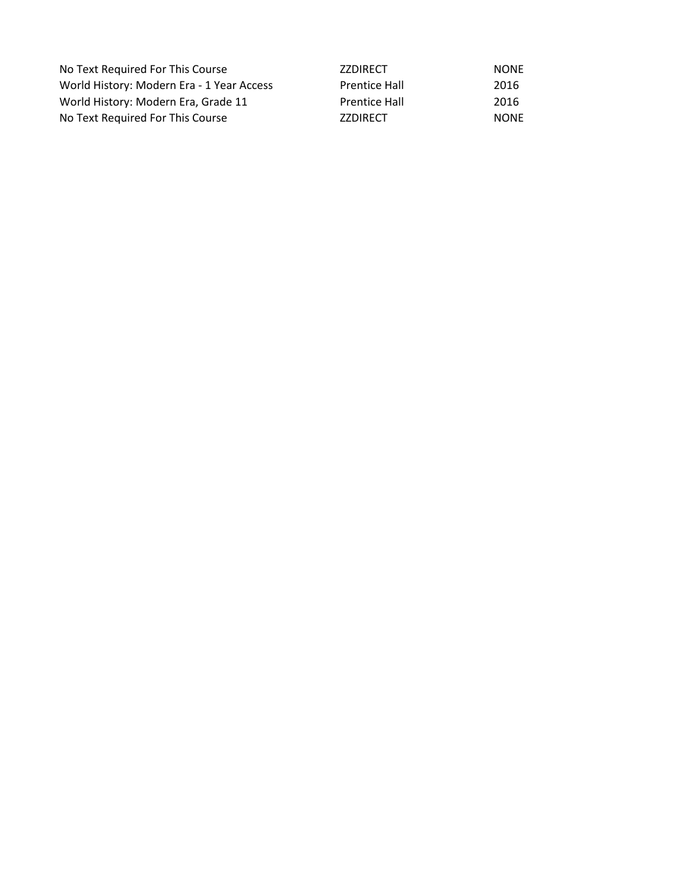| | | |
|---|---|---|
| No Text Required For This Course | ZZDIRECT | NONE |
| World History: Modern Era - 1 Year Access | Prentice Hall | 2016 |
| World History: Modern Era, Grade 11 | Prentice Hall | 2016 |
| No Text Required For This Course | ZZDIRECT | NONE |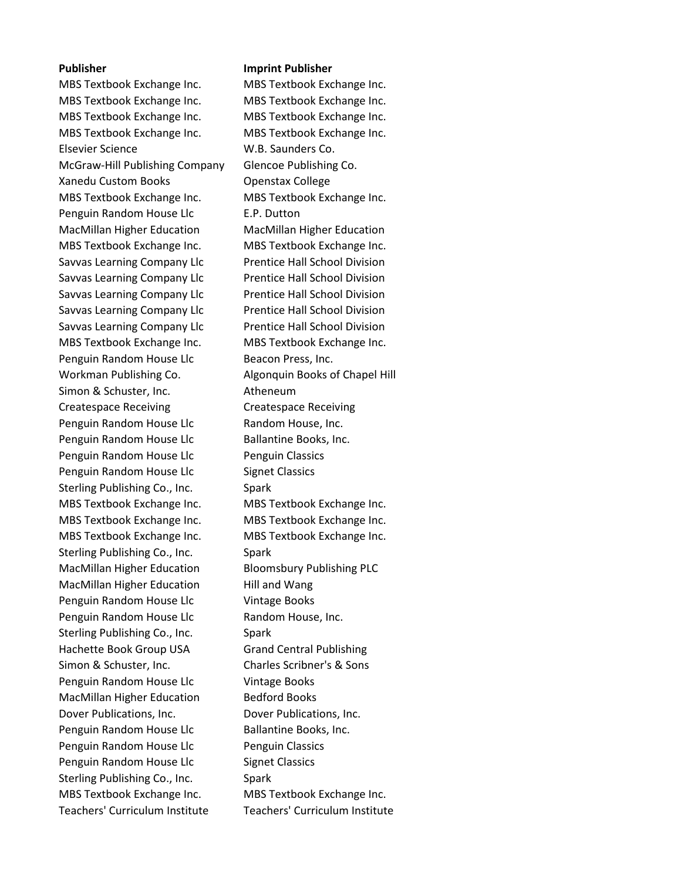| Publisher | Imprint Publisher |
| --- | --- |
| MBS Textbook Exchange Inc. | MBS Textbook Exchange Inc. |
| MBS Textbook Exchange Inc. | MBS Textbook Exchange Inc. |
| MBS Textbook Exchange Inc. | MBS Textbook Exchange Inc. |
| MBS Textbook Exchange Inc. | MBS Textbook Exchange Inc. |
| Elsevier Science | W.B. Saunders Co. |
| McGraw-Hill Publishing Company | Glencoe Publishing Co. |
| Xanedu Custom Books | Openstax College |
| MBS Textbook Exchange Inc. | MBS Textbook Exchange Inc. |
| Penguin Random House Llc | E.P. Dutton |
| MacMillan Higher Education | MacMillan Higher Education |
| MBS Textbook Exchange Inc. | MBS Textbook Exchange Inc. |
| Savvas Learning Company Llc | Prentice Hall School Division |
| Savvas Learning Company Llc | Prentice Hall School Division |
| Savvas Learning Company Llc | Prentice Hall School Division |
| Savvas Learning Company Llc | Prentice Hall School Division |
| Savvas Learning Company Llc | Prentice Hall School Division |
| MBS Textbook Exchange Inc. | MBS Textbook Exchange Inc. |
| Penguin Random House Llc | Beacon Press, Inc. |
| Workman Publishing Co. | Algonquin Books of Chapel Hill |
| Simon & Schuster, Inc. | Atheneum |
| Createspace Receiving | Createspace Receiving |
| Penguin Random House Llc | Random House, Inc. |
| Penguin Random House Llc | Ballantine Books, Inc. |
| Penguin Random House Llc | Penguin Classics |
| Penguin Random House Llc | Signet Classics |
| Sterling Publishing Co., Inc. | Spark |
| MBS Textbook Exchange Inc. | MBS Textbook Exchange Inc. |
| MBS Textbook Exchange Inc. | MBS Textbook Exchange Inc. |
| MBS Textbook Exchange Inc. | MBS Textbook Exchange Inc. |
| Sterling Publishing Co., Inc. | Spark |
| MacMillan Higher Education | Bloomsbury Publishing PLC |
| MacMillan Higher Education | Hill and Wang |
| Penguin Random House Llc | Vintage Books |
| Penguin Random House Llc | Random House, Inc. |
| Sterling Publishing Co., Inc. | Spark |
| Hachette Book Group USA | Grand Central Publishing |
| Simon & Schuster, Inc. | Charles Scribner's & Sons |
| Penguin Random House Llc | Vintage Books |
| MacMillan Higher Education | Bedford Books |
| Dover Publications, Inc. | Dover Publications, Inc. |
| Penguin Random House Llc | Ballantine Books, Inc. |
| Penguin Random House Llc | Penguin Classics |
| Penguin Random House Llc | Signet Classics |
| Sterling Publishing Co., Inc. | Spark |
| MBS Textbook Exchange Inc. | MBS Textbook Exchange Inc. |
| Teachers' Curriculum Institute | Teachers' Curriculum Institute |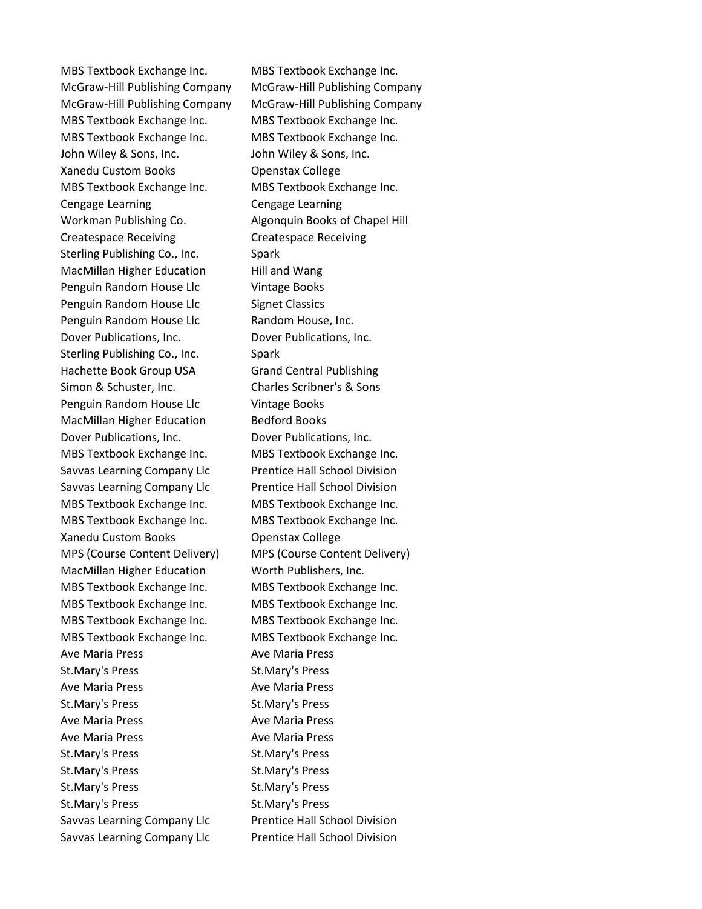| | |
|---|---|
| MBS Textbook Exchange Inc. | MBS Textbook Exchange Inc. |
| McGraw-Hill Publishing Company | McGraw-Hill Publishing Company |
| McGraw-Hill Publishing Company | McGraw-Hill Publishing Company |
| MBS Textbook Exchange Inc. | MBS Textbook Exchange Inc. |
| MBS Textbook Exchange Inc. | MBS Textbook Exchange Inc. |
| John Wiley & Sons, Inc. | John Wiley & Sons, Inc. |
| Xanedu Custom Books | Openstax College |
| MBS Textbook Exchange Inc. | MBS Textbook Exchange Inc. |
| Cengage Learning | Cengage Learning |
| Workman Publishing Co. | Algonquin Books of Chapel Hill |
| Createspace Receiving | Createspace Receiving |
| Sterling Publishing Co., Inc. | Spark |
| MacMillan Higher Education | Hill and Wang |
| Penguin Random House Llc | Vintage Books |
| Penguin Random House Llc | Signet Classics |
| Penguin Random House Llc | Random House, Inc. |
| Dover Publications, Inc. | Dover Publications, Inc. |
| Sterling Publishing Co., Inc. | Spark |
| Hachette Book Group USA | Grand Central Publishing |
| Simon & Schuster, Inc. | Charles Scribner's & Sons |
| Penguin Random House Llc | Vintage Books |
| MacMillan Higher Education | Bedford Books |
| Dover Publications, Inc. | Dover Publications, Inc. |
| MBS Textbook Exchange Inc. | MBS Textbook Exchange Inc. |
| Savvas Learning Company Llc | Prentice Hall School Division |
| Savvas Learning Company Llc | Prentice Hall School Division |
| MBS Textbook Exchange Inc. | MBS Textbook Exchange Inc. |
| MBS Textbook Exchange Inc. | MBS Textbook Exchange Inc. |
| Xanedu Custom Books | Openstax College |
| MPS (Course Content Delivery) | MPS (Course Content Delivery) |
| MacMillan Higher Education | Worth Publishers, Inc. |
| MBS Textbook Exchange Inc. | MBS Textbook Exchange Inc. |
| MBS Textbook Exchange Inc. | MBS Textbook Exchange Inc. |
| MBS Textbook Exchange Inc. | MBS Textbook Exchange Inc. |
| MBS Textbook Exchange Inc. | MBS Textbook Exchange Inc. |
| Ave Maria Press | Ave Maria Press |
| St.Mary's Press | St.Mary's Press |
| Ave Maria Press | Ave Maria Press |
| St.Mary's Press | St.Mary's Press |
| Ave Maria Press | Ave Maria Press |
| Ave Maria Press | Ave Maria Press |
| St.Mary's Press | St.Mary's Press |
| St.Mary's Press | St.Mary's Press |
| St.Mary's Press | St.Mary's Press |
| St.Mary's Press | St.Mary's Press |
| Savvas Learning Company Llc | Prentice Hall School Division |
| Savvas Learning Company Llc | Prentice Hall School Division |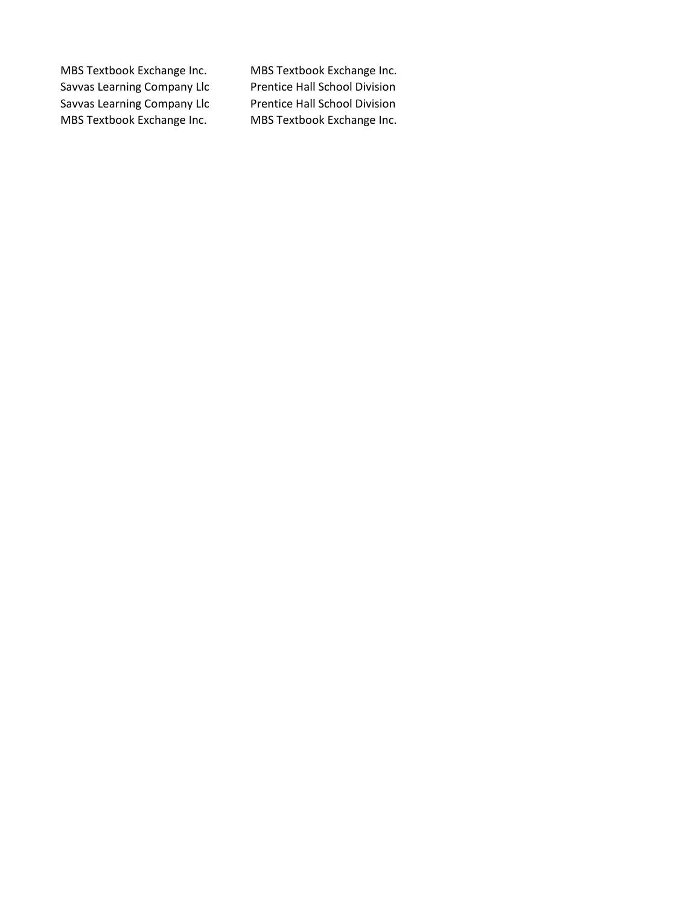| | |
|---|---|
| MBS Textbook Exchange Inc. | MBS Textbook Exchange Inc. |
| Savvas Learning Company Llc | Prentice Hall School Division |
| Savvas Learning Company Llc | Prentice Hall School Division |
| MBS Textbook Exchange Inc. | MBS Textbook Exchange Inc. |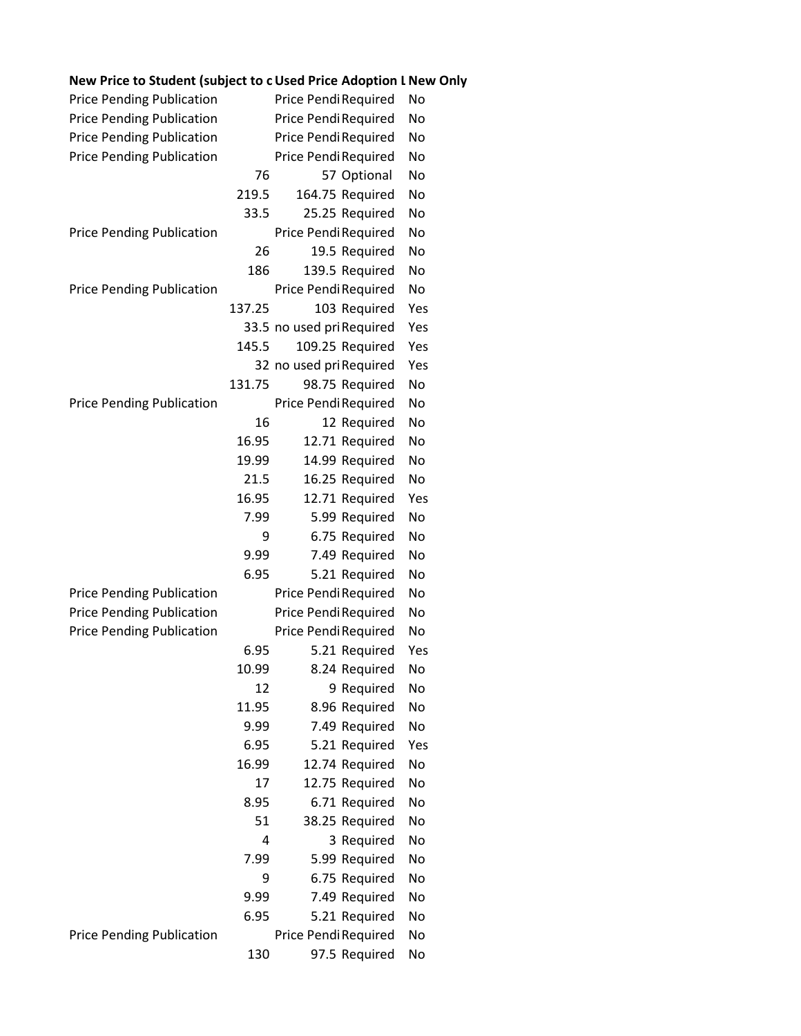| New Price to Student (subject to c | Used Price | Adoption L | New Only |
|---|---|---|---|
| Price Pending Publication | Price Pendi | Required | No |
| Price Pending Publication | Price Pendi | Required | No |
| Price Pending Publication | Price Pendi | Required | No |
| Price Pending Publication | Price Pendi | Required | No |
| 76 | 57 | Optional | No |
| 219.5 | 164.75 | Required | No |
| 33.5 | 25.25 | Required | No |
| Price Pending Publication | Price Pendi | Required | No |
| 26 | 19.5 | Required | No |
| 186 | 139.5 | Required | No |
| Price Pending Publication | Price Pendi | Required | No |
| 137.25 | 103 | Required | Yes |
| 33.5 | no used pri | Required | Yes |
| 145.5 | 109.25 | Required | Yes |
| 32 | no used pri | Required | Yes |
| 131.75 | 98.75 | Required | No |
| Price Pending Publication | Price Pendi | Required | No |
| 16 | 12 | Required | No |
| 16.95 | 12.71 | Required | No |
| 19.99 | 14.99 | Required | No |
| 21.5 | 16.25 | Required | No |
| 16.95 | 12.71 | Required | Yes |
| 7.99 | 5.99 | Required | No |
| 9 | 6.75 | Required | No |
| 9.99 | 7.49 | Required | No |
| 6.95 | 5.21 | Required | No |
| Price Pending Publication | Price Pendi | Required | No |
| Price Pending Publication | Price Pendi | Required | No |
| Price Pending Publication | Price Pendi | Required | No |
| 6.95 | 5.21 | Required | Yes |
| 10.99 | 8.24 | Required | No |
| 12 | 9 | Required | No |
| 11.95 | 8.96 | Required | No |
| 9.99 | 7.49 | Required | No |
| 6.95 | 5.21 | Required | Yes |
| 16.99 | 12.74 | Required | No |
| 17 | 12.75 | Required | No |
| 8.95 | 6.71 | Required | No |
| 51 | 38.25 | Required | No |
| 4 | 3 | Required | No |
| 7.99 | 5.99 | Required | No |
| 9 | 6.75 | Required | No |
| 9.99 | 7.49 | Required | No |
| 6.95 | 5.21 | Required | No |
| Price Pending Publication | Price Pendi | Required | No |
| 130 | 97.5 | Required | No |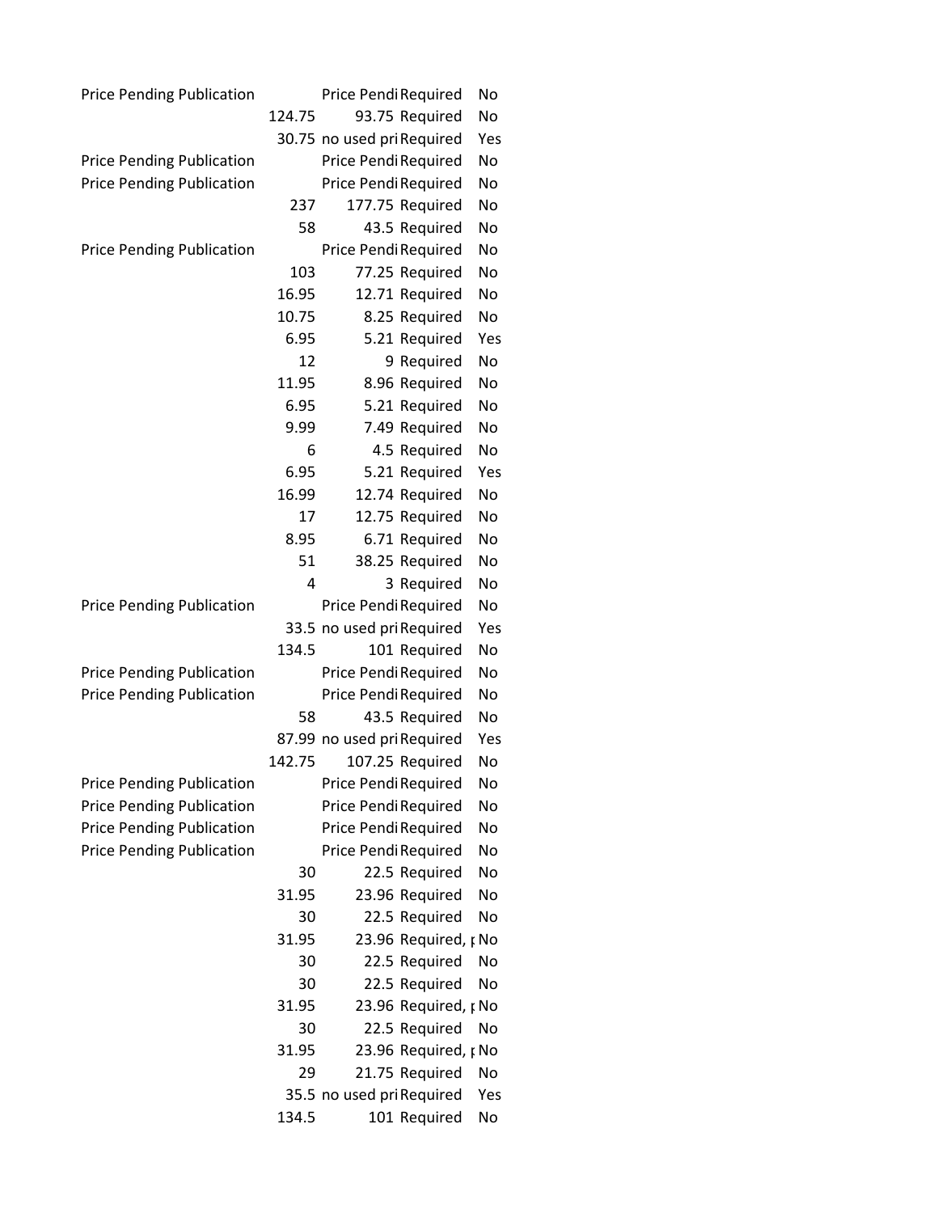| | | | |
|---|---|---|---|
| Price Pending Publication | Price Pendi | Required | No |
| 124.75 | 93.75 | Required | No |
| 30.75 | no used pri | Required | Yes |
| Price Pending Publication | Price Pendi | Required | No |
| Price Pending Publication | Price Pendi | Required | No |
| 237 | 177.75 | Required | No |
| 58 | 43.5 | Required | No |
| Price Pending Publication | Price Pendi | Required | No |
| 103 | 77.25 | Required | No |
| 16.95 | 12.71 | Required | No |
| 10.75 | 8.25 | Required | No |
| 6.95 | 5.21 | Required | Yes |
| 12 | 9 | Required | No |
| 11.95 | 8.96 | Required | No |
| 6.95 | 5.21 | Required | No |
| 9.99 | 7.49 | Required | No |
| 6 | 4.5 | Required | No |
| 6.95 | 5.21 | Required | Yes |
| 16.99 | 12.74 | Required | No |
| 17 | 12.75 | Required | No |
| 8.95 | 6.71 | Required | No |
| 51 | 38.25 | Required | No |
| 4 | 3 | Required | No |
| Price Pending Publication | Price Pendi | Required | No |
| 33.5 | no used pri | Required | Yes |
| 134.5 | 101 | Required | No |
| Price Pending Publication | Price Pendi | Required | No |
| Price Pending Publication | Price Pendi | Required | No |
| 58 | 43.5 | Required | No |
| 87.99 | no used pri | Required | Yes |
| 142.75 | 107.25 | Required | No |
| Price Pending Publication | Price Pendi | Required | No |
| Price Pending Publication | Price Pendi | Required | No |
| Price Pending Publication | Price Pendi | Required | No |
| Price Pending Publication | Price Pendi | Required | No |
| 30 | 22.5 | Required | No |
| 31.95 | 23.96 | Required | No |
| 30 | 22.5 | Required | No |
| 31.95 | 23.96 | Required, | No |
| 30 | 22.5 | Required | No |
| 30 | 22.5 | Required | No |
| 31.95 | 23.96 | Required, | No |
| 30 | 22.5 | Required | No |
| 31.95 | 23.96 | Required, | No |
| 29 | 21.75 | Required | No |
| 35.5 | no used pri | Required | Yes |
| 134.5 | 101 | Required | No |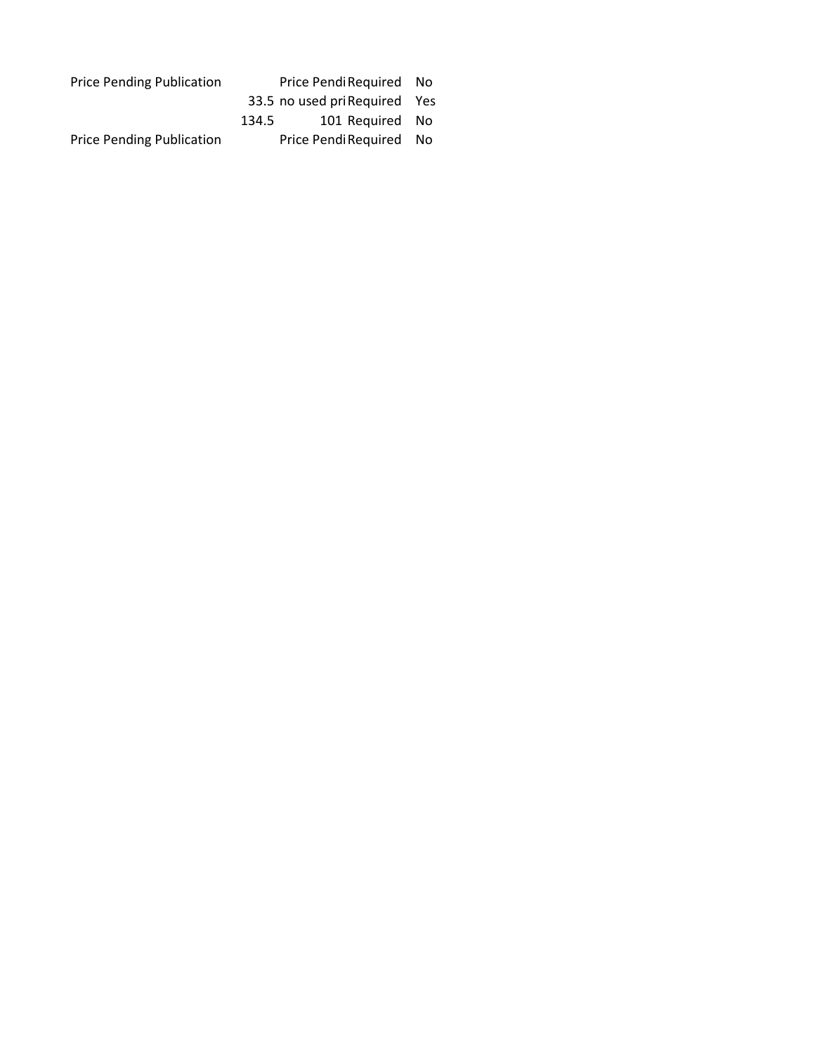| | | | | |
|---|---|---|---|---|
| Price Pending Publication | | Price Pendi | Required | No |
| | 33.5 | no used pri | Required | Yes |
| | 134.5 | 101 | Required | No |
| Price Pending Publication | | Price Pendi | Required | No |